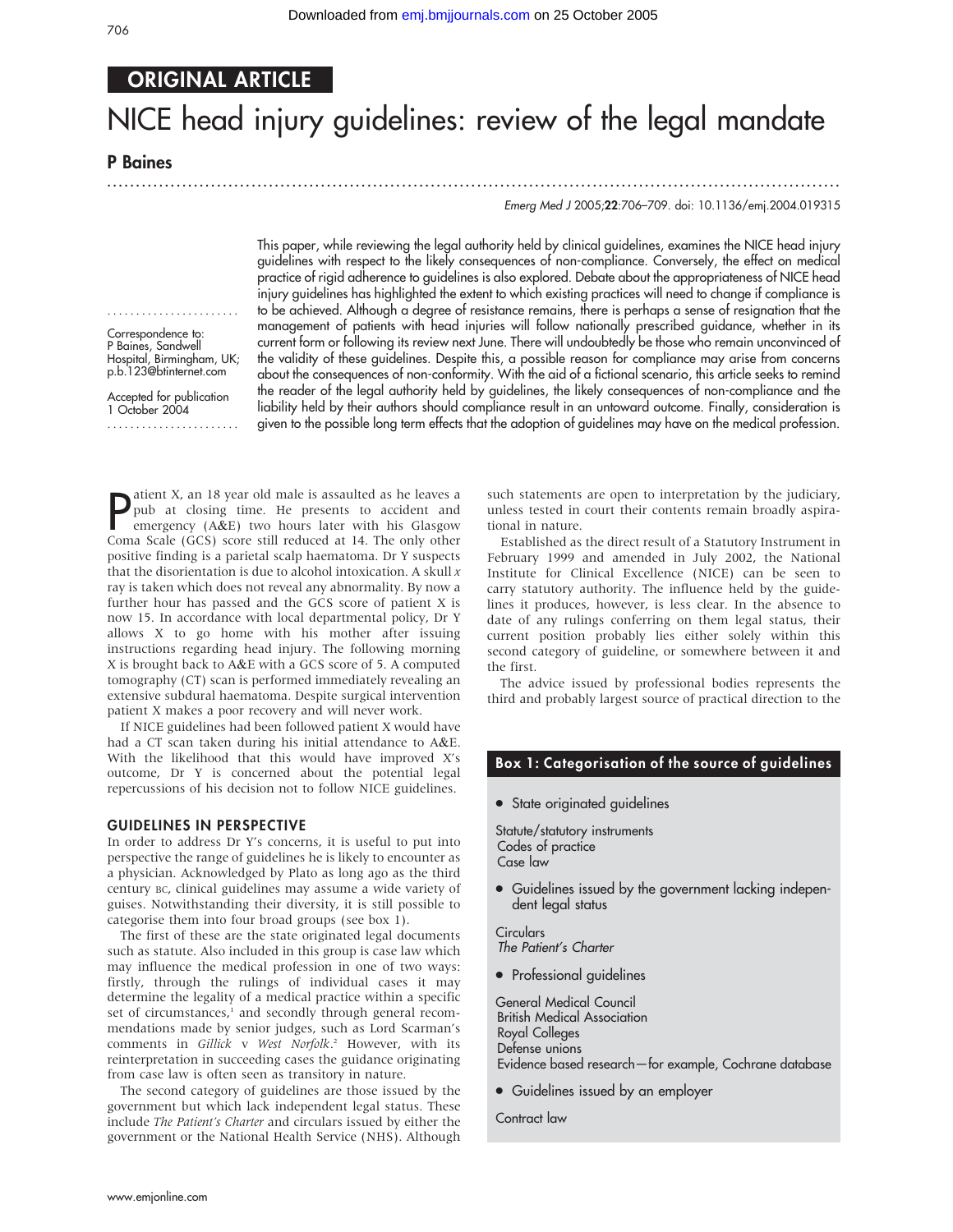ORIGINAL ARTICLE

# NICE head injury guidelines: review of the legal mandate

**P Baines**

Correspondence to: P Baines, Sandwell Hospital, Birmingham, UK; p.b.123@btinternet.com

Accepted for publication 1 October 2004

This paper, while reviewing the legal authority held by clinical guidelines, examines the NICE head injury guidelines with respect to the likely consequences of non-compliance. Conversely, the effect on medical practice of rigid adherence to guidelines is also explored. Debate about the appropriateness of NICE head injury guidelines has highlighted the extent to which existing practices will need to change if compliance is to be achieved. Although a degree of resistance remains, there is perhaps a sense of resignation that the management of patients with head injuries will follow nationally prescribed guidance, whether in its current form or following its review next June. There will undoubtedly be those who remain unconvinced of the validity of these guidelines. Despite this, a possible reason for compliance may arise from concerns about the consequences of non-conformity. With the aid of a fictional scenario, this article seeks to remind the reader of the legal authority held by guidelines, the likely consequences of non-compliance and the liability held by their authors should compliance result in an untoward outcome. Finally, consideration is given to the possible long term effects that the adoption of guidelines may have on the medical profession.

Patient X, an 18 year old male is assaulted as he leaves a pub at closing time. He presents to accident and emergency (A&E) two hours later with his Glasgow Coma Scale (GCS) score still reduced at 14. The only other positive finding is a parietal scalp haematoma. Dr Y suspects that the disorientation is due to alcohol intoxication. A skull *x* ray is taken which does not reveal any abnormality. By now a further hour has passed and the GCS score of patient X is now 15. In accordance with local departmental policy, Dr Y allows X to go home with his mother after issuing instructions regarding head injury. The following morning X is brought back to A&E with a GCS score of 5. A computed tomography (CT) scan is performed immediately revealing an extensive subdural haematoma. Despite surgical intervention patient X makes a poor recovery and will never work.

If NICE guidelines had been followed patient X would have had a CT scan taken during his initial attendance to A&E. With the likelihood that this would have improved X's outcome, Dr Y is concerned about the potential legal repercussions of his decision not to follow NICE guidelines.

## GUIDELINES IN PERSPECTIVE

In order to address Dr Y's concerns, it is useful to put into perspective the range of guidelines he is likely to encounter as a physician. Acknowledged by Plato as long ago as the third century BC, clinical guidelines may assume a wide variety of guises. Notwithstanding their diversity, it is still possible to categorise them into four broad groups (see box 1).

The first of these are the state originated legal documents such as statute. Also included in this group is case law which may influence the medical profession in one of two ways: firstly, through the rulings of individual cases it may determine the legality of a medical practice within a specific set of circumstances,[1] and secondly through general recommendations made by senior judges, such as Lord Scarman's comments in *Gillick* v *West Norfolk*.[2] However, with its reinterpretation in succeeding cases the guidance originating from case law is often seen as transitory in nature.

The second category of guidelines are those issued by the government but which lack independent legal status. These include *The Patient's Charter* and circulars issued by either the government or the National Health Service (NHS). Although such statements are open to interpretation by the judiciary, unless tested in court their contents remain broadly aspirational in nature.

Established as the direct result of a Statutory Instrument in February 1999 and amended in July 2002, the National Institute for Clinical Excellence (NICE) can be seen to carry statutory authority. The influence held by the guidelines it produces, however, is less clear. In the absence to date of any rulings conferring on them legal status, their current position probably lies either solely within this second category of guideline, or somewhere between it and the first.

The advice issued by professional bodies represents the third and probably largest source of practical direction to the

### Box 1: Categorisation of the source of guidelines

- State originated guidelines

Statute/statutory instruments
Codes of practice
Case law

- Guidelines issued by the government lacking independent legal status

Circulars
*The Patient's Charter*

- Professional guidelines

General Medical Council
British Medical Association
Royal Colleges
Defense unions
Evidence based research—for example, Cochrane database

- Guidelines issued by an employer

Contract law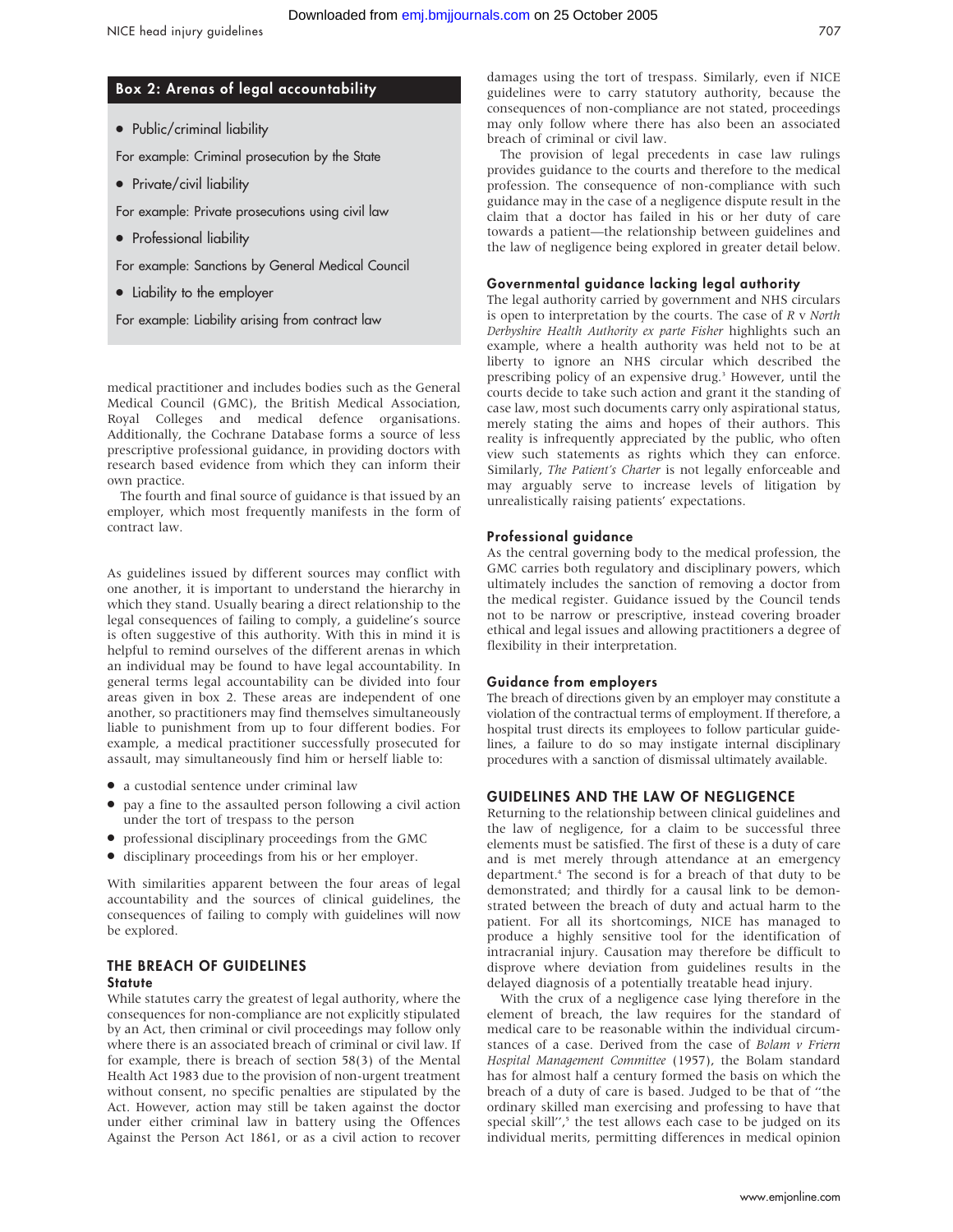## Box 2: Arenas of legal accountability

- Public/criminal liability

For example: Criminal prosecution by the State

- Private/civil liability

For example: Private prosecutions using civil law

- Professional liability

For example: Sanctions by General Medical Council

- Liability to the employer

For example: Liability arising from contract law

medical practitioner and includes bodies such as the General Medical Council (GMC), the British Medical Association, Royal Colleges and medical defence organisations. Additionally, the Cochrane Database forms a source of less prescriptive professional guidance, in providing doctors with research based evidence from which they can inform their own practice.

The fourth and final source of guidance is that issued by an employer, which most frequently manifests in the form of contract law.

As guidelines issued by different sources may conflict with one another, it is important to understand the hierarchy in which they stand. Usually bearing a direct relationship to the legal consequences of failing to comply, a guideline's source is often suggestive of this authority. With this in mind it is helpful to remind ourselves of the different arenas in which an individual may be found to have legal accountability. In general terms legal accountability can be divided into four areas given in box 2. These areas are independent of one another, so practitioners may find themselves simultaneously liable to punishment from up to four different bodies. For example, a medical practitioner successfully prosecuted for assault, may simultaneously find him or herself liable to:

- a custodial sentence under criminal law
- pay a fine to the assaulted person following a civil action under the tort of trespass to the person
- professional disciplinary proceedings from the GMC
- disciplinary proceedings from his or her employer.

With similarities apparent between the four areas of legal accountability and the sources of clinical guidelines, the consequences of failing to comply with guidelines will now be explored.

## THE BREACH OF GUIDELINES

### Statute

While statutes carry the greatest of legal authority, where the consequences for non-compliance are not explicitly stipulated by an Act, then criminal or civil proceedings may follow only where there is an associated breach of criminal or civil law. If for example, there is breach of section 58(3) of the Mental Health Act 1983 due to the provision of non-urgent treatment without consent, no specific penalties are stipulated by the Act. However, action may still be taken against the doctor under either criminal law in battery using the Offences Against the Person Act 1861, or as a civil action to recover damages using the tort of trespass. Similarly, even if NICE guidelines were to carry statutory authority, because the consequences of non-compliance are not stated, proceedings may only follow where there has also been an associated breach of criminal or civil law.

The provision of legal precedents in case law rulings provides guidance to the courts and therefore to the medical profession. The consequence of non-compliance with such guidance may in the case of a negligence dispute result in the claim that a doctor has failed in his or her duty of care towards a patient—the relationship between guidelines and the law of negligence being explored in greater detail below.

### Governmental guidance lacking legal authority

The legal authority carried by government and NHS circulars is open to interpretation by the courts. The case of *R* v *North Derbyshire Health Authority ex parte Fisher* highlights such an example, where a health authority was held not to be at liberty to ignore an NHS circular which described the prescribing policy of an expensive drug.[3] However, until the courts decide to take such action and grant it the standing of case law, most such documents carry only aspirational status, merely stating the aims and hopes of their authors. This reality is infrequently appreciated by the public, who often view such statements as rights which they can enforce. Similarly, *The Patient's Charter* is not legally enforceable and may arguably serve to increase levels of litigation by unrealistically raising patients' expectations.

### Professional guidance

As the central governing body to the medical profession, the GMC carries both regulatory and disciplinary powers, which ultimately includes the sanction of removing a doctor from the medical register. Guidance issued by the Council tends not to be narrow or prescriptive, instead covering broader ethical and legal issues and allowing practitioners a degree of flexibility in their interpretation.

### Guidance from employers

The breach of directions given by an employer may constitute a violation of the contractual terms of employment. If therefore, a hospital trust directs its employees to follow particular guidelines, a failure to do so may instigate internal disciplinary procedures with a sanction of dismissal ultimately available.

## GUIDELINES AND THE LAW OF NEGLIGENCE

Returning to the relationship between clinical guidelines and the law of negligence, for a claim to be successful three elements must be satisfied. The first of these is a duty of care and is met merely through attendance at an emergency department.[4] The second is for a breach of that duty to be demonstrated; and thirdly for a causal link to be demonstrated between the breach of duty and actual harm to the patient. For all its shortcomings, NICE has managed to produce a highly sensitive tool for the identification of intracranial injury. Causation may therefore be difficult to disprove where deviation from guidelines results in the delayed diagnosis of a potentially treatable head injury.

With the crux of a negligence case lying therefore in the element of breach, the law requires for the standard of medical care to be reasonable within the individual circumstances of a case. Derived from the case of *Bolam v Friern Hospital Management Committee* (1957), the Bolam standard has for almost half a century formed the basis on which the breach of a duty of care is based. Judged to be that of "the ordinary skilled man exercising and professing to have that special skill",[5] the test allows each case to be judged on its individual merits, permitting differences in medical opinion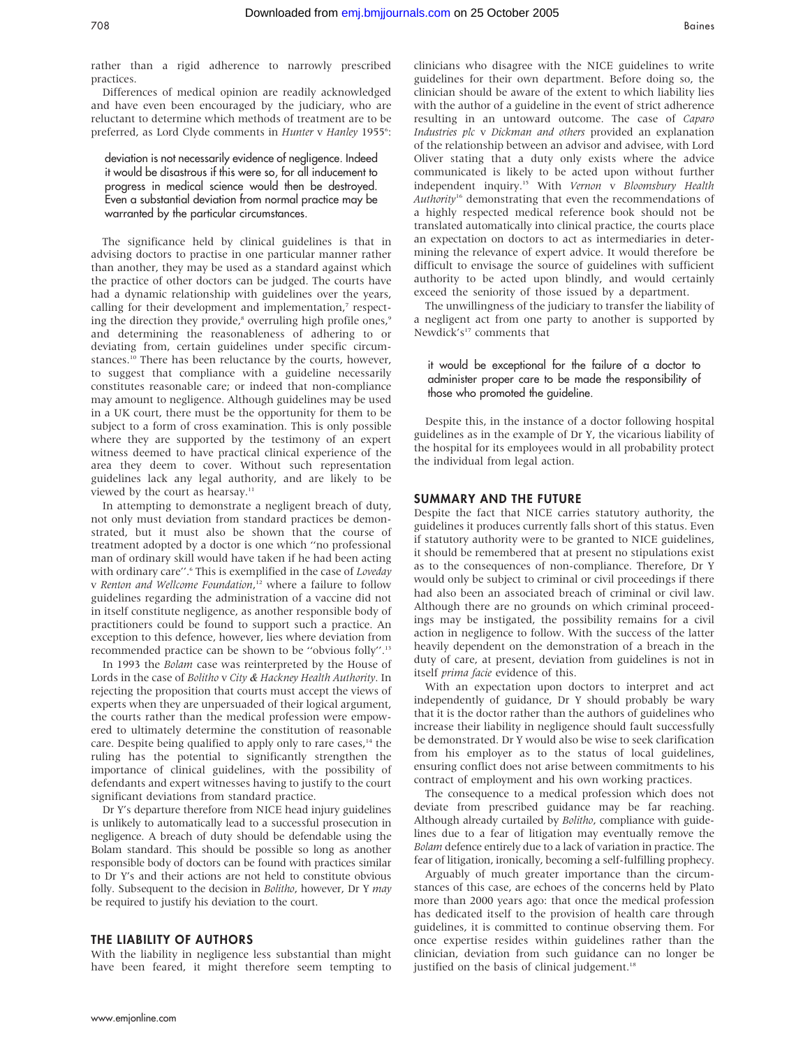rather than a rigid adherence to narrowly prescribed practices.

Differences of medical opinion are readily acknowledged and have even been encouraged by the judiciary, who are reluctant to determine which methods of treatment are to be preferred, as Lord Clyde comments in *Hunter* v *Hanley* 1955[6]:

> deviation is not necessarily evidence of negligence. Indeed it would be disastrous if this were so, for all inducement to progress in medical science would then be destroyed. Even a substantial deviation from normal practice may be warranted by the particular circumstances.

The significance held by clinical guidelines is that in advising doctors to practise in one particular manner rather than another, they may be used as a standard against which the practice of other doctors can be judged. The courts have had a dynamic relationship with guidelines over the years, calling for their development and implementation,[7] respecting the direction they provide,[8] overruling high profile ones,[9] and determining the reasonableness of adhering to or deviating from, certain guidelines under specific circumstances.[10] There has been reluctance by the courts, however, to suggest that compliance with a guideline necessarily constitutes reasonable care; or indeed that non-compliance may amount to negligence. Although guidelines may be used in a UK court, there must be the opportunity for them to be subject to a form of cross examination. This is only possible where they are supported by the testimony of an expert witness deemed to have practical clinical experience of the area they deem to cover. Without such representation guidelines lack any legal authority, and are likely to be viewed by the court as hearsay.[11]

In attempting to demonstrate a negligent breach of duty, not only must deviation from standard practices be demonstrated, but it must also be shown that the course of treatment adopted by a doctor is one which "no professional man of ordinary skill would have taken if he had been acting with ordinary care".[6] This is exemplified in the case of *Loveday* v *Renton and Wellcome Foundation*,[12] where a failure to follow guidelines regarding the administration of a vaccine did not in itself constitute negligence, as another responsible body of practitioners could be found to support such a practice. An exception to this defence, however, lies where deviation from recommended practice can be shown to be "obvious folly".[13]

In 1993 the *Bolam* case was reinterpreted by the House of Lords in the case of *Bolitho* v *City & Hackney Health Authority*. In rejecting the proposition that courts must accept the views of experts when they are unpersuaded of their logical argument, the courts rather than the medical profession were empowered to ultimately determine the constitution of reasonable care. Despite being qualified to apply only to rare cases,[14] the ruling has the potential to significantly strengthen the importance of clinical guidelines, with the possibility of defendants and expert witnesses having to justify to the court significant deviations from standard practice.

Dr Y's departure therefore from NICE head injury guidelines is unlikely to automatically lead to a successful prosecution in negligence. A breach of duty should be defendable using the Bolam standard. This should be possible so long as another responsible body of doctors can be found with practices similar to Dr Y's and their actions are not held to constitute obvious folly. Subsequent to the decision in *Bolitho*, however, Dr Y *may* be required to justify his deviation to the court.

## THE LIABILITY OF AUTHORS

With the liability in negligence less substantial than might have been feared, it might therefore seem tempting to clinicians who disagree with the NICE guidelines to write guidelines for their own department. Before doing so, the clinician should be aware of the extent to which liability lies with the author of a guideline in the event of strict adherence resulting in an untoward outcome. The case of *Caparo Industries plc* v *Dickman and others* provided an explanation of the relationship between an advisor and advisee, with Lord Oliver stating that a duty only exists where the advice communicated is likely to be acted upon without further independent inquiry.[15] With *Vernon* v *Bloomsbury Health Authority*[16] demonstrating that even the recommendations of a highly respected medical reference book should not be translated automatically into clinical practice, the courts place an expectation on doctors to act as intermediaries in determining the relevance of expert advice. It would therefore be difficult to envisage the source of guidelines with sufficient authority to be acted upon blindly, and would certainly exceed the seniority of those issued by a department.

The unwillingness of the judiciary to transfer the liability of a negligent act from one party to another is supported by Newdick's[17] comments that

> it would be exceptional for the failure of a doctor to administer proper care to be made the responsibility of those who promoted the guideline.

Despite this, in the instance of a doctor following hospital guidelines as in the example of Dr Y, the vicarious liability of the hospital for its employees would in all probability protect the individual from legal action.

## SUMMARY AND THE FUTURE

Despite the fact that NICE carries statutory authority, the guidelines it produces currently falls short of this status. Even if statutory authority were to be granted to NICE guidelines, it should be remembered that at present no stipulations exist as to the consequences of non-compliance. Therefore, Dr Y would only be subject to criminal or civil proceedings if there had also been an associated breach of criminal or civil law. Although there are no grounds on which criminal proceedings may be instigated, the possibility remains for a civil action in negligence to follow. With the success of the latter heavily dependent on the demonstration of a breach in the duty of care, at present, deviation from guidelines is not in itself *prima facie* evidence of this.

With an expectation upon doctors to interpret and act independently of guidance, Dr Y should probably be wary that it is the doctor rather than the authors of guidelines who increase their liability in negligence should fault successfully be demonstrated. Dr Y would also be wise to seek clarification from his employer as to the status of local guidelines, ensuring conflict does not arise between commitments to his contract of employment and his own working practices.

The consequence to a medical profession which does not deviate from prescribed guidance may be far reaching. Although already curtailed by *Bolitho*, compliance with guidelines due to a fear of litigation may eventually remove the *Bolam* defence entirely due to a lack of variation in practice. The fear of litigation, ironically, becoming a self-fulfilling prophecy.

Arguably of much greater importance than the circumstances of this case, are echoes of the concerns held by Plato more than 2000 years ago: that once the medical profession has dedicated itself to the provision of health care through guidelines, it is committed to continue observing them. For once expertise resides within guidelines rather than the clinician, deviation from such guidance can no longer be justified on the basis of clinical judgement.[18]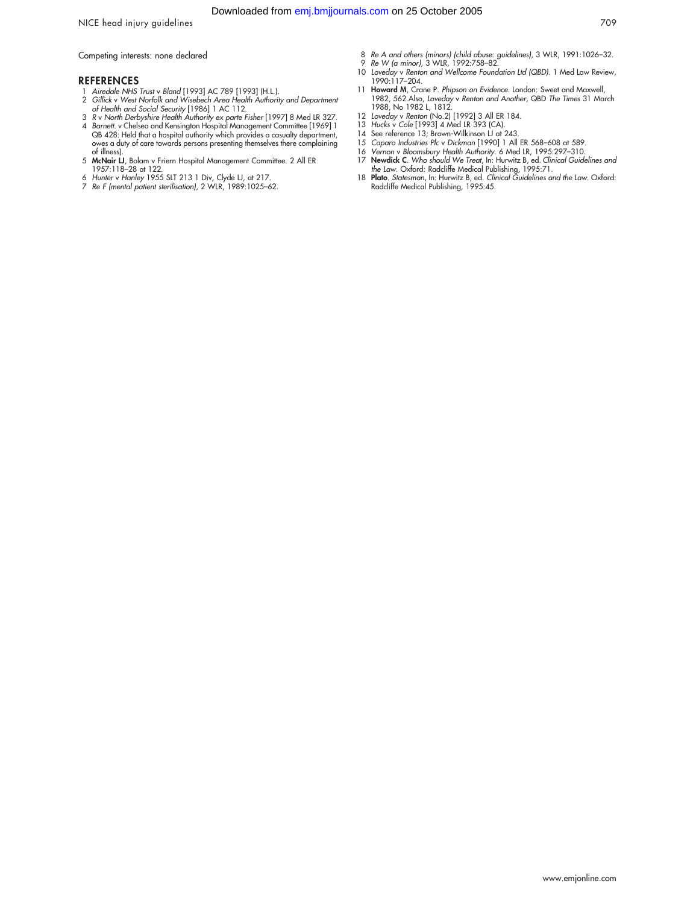Competing interests: none declared

## REFERENCES

1. *Airedale NHS Trust* v *Bland* [1993] AC 789 [1993] (H.L.).
2. *Gillick* v *West Norfolk and Wisebech Area Health Authority and Department of Health and Social Security* [1986] 1 AC 112.
3. *R* v *North Derbyshire Health Authority ex parte Fisher* [1997] 8 Med LR 327.
4. *Barnett.* v Chelsea and Kensington Hospital Management Committee [1969] 1 QB 428: Held that a hospital authority which provides a casualty department, owes a duty of care towards persons presenting themselves there complaining of illness).
5. **McNair LJ**, Bolam v Friern Hospital Management Committee. 2 All ER 1957:118–28 at 122.
6. *Hunter* v *Hanley* 1955 SLT 213 1 Div, Clyde LJ, at 217.
7. *Re F (mental patient sterilisation)*, 2 WLR, 1989:1025–62.
8. *Re A and others (minors) (child abuse: guidelines)*, 3 WLR, 1991:1026–32.
9. *Re W (a minor)*, 3 WLR, 1992:758–82.
10. *Loveday* v *Renton and Wellcome Foundation Ltd (QBD).* 1 Med Law Review, 1990:117–204.
11. **Howard M**, Crane P. *Phipson on Evidence.* London: Sweet and Maxwell, 1982, 562.Also, *Loveday* v *Renton and Another*, QBD *The Times* 31 March 1988, No 1982 L, 1812.
12. *Loveday* v *Renton* (No.2) [1992] 3 All ER 184.
13. *Hucks* v *Cole* [1993] 4 Med LR 393 (CA).
14. See reference 13; Brown-Wilkinson LJ at 243.
15. *Caparo Industries Plc* v *Dickman* [1990] 1 All ER 568–608 at 589.
16. *Vernon* v *Bloomsbury Health Authority.* 6 Med LR, 1995:297–310.
17. **Newdick C**. *Who should We Treat*, In: Hurwitz B, ed. *Clinical Guidelines and the Law.* Oxford: Radcliffe Medical Publishing, 1995:71.
18. **Plato**. *Statesman*, In: Hurwitz B, ed. *Clinical Guidelines and the Law.* Oxford: Radcliffe Medical Publishing, 1995:45.